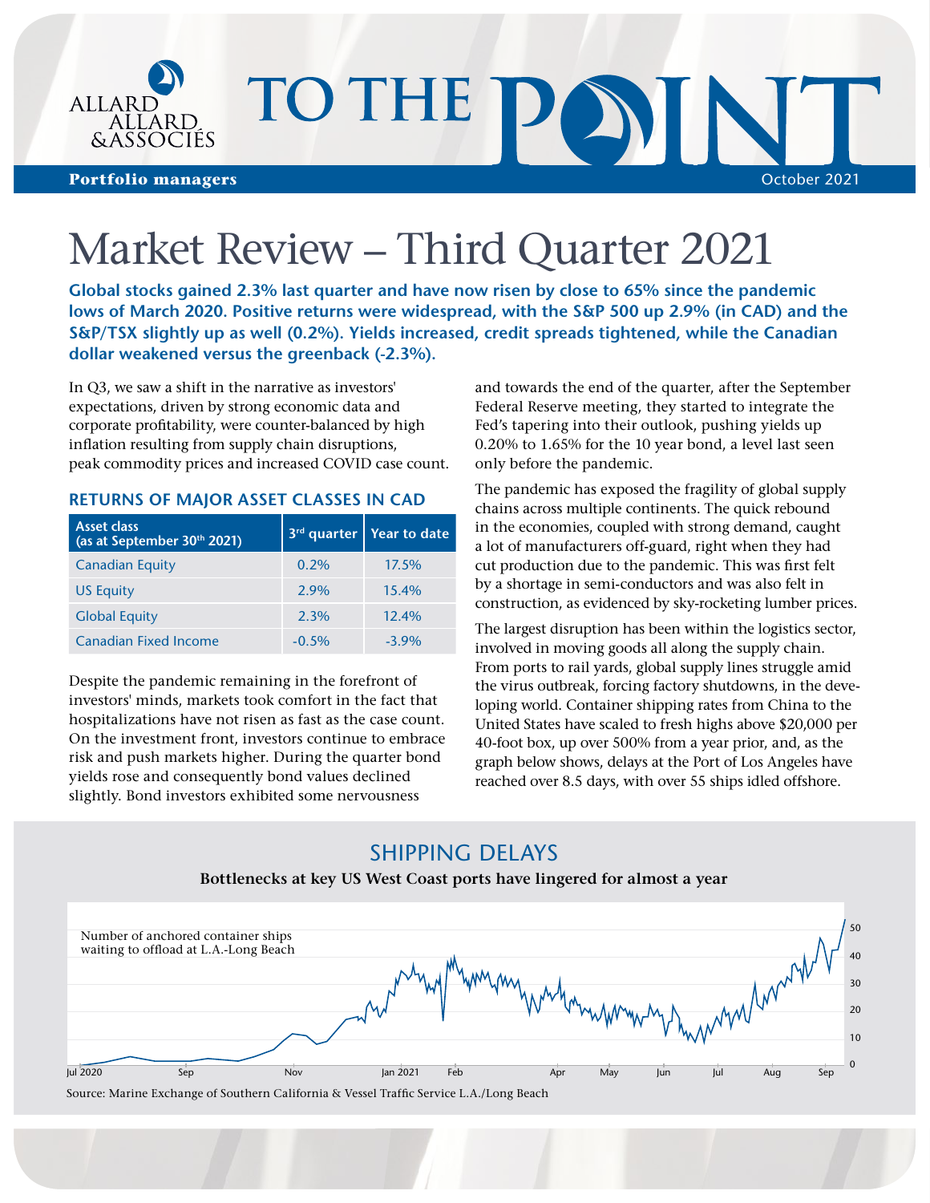ALLARD ALLARD & ASSOCIÉS

# TO THE POINT

**Portfolio managers** October 2021

# Market Review – Third Quarter 2021

**Global stocks gained 2.3% last quarter and have now risen by close to 65% since the pandemic lows of March 2020. Positive returns were widespread, with the S&P 500 up 2.9% (in CAD) and the S&P/TSX slightly up as well (0.2%). Yields increased, credit spreads tightened, while the Canadian dollar weakened versus the greenback (-2.3%).**

In Q3, we saw a shift in the narrative as investors' expectations, driven by strong economic data and corporate profitability, were counter-balanced by high inflation resulting from supply chain disruptions, peak commodity prices and increased COVID case count.

### RETURNS OF MAJOR ASSET CLASSES IN CAD

| Asset class (as at September 30th 2021) | 3rd quarter | Year to date |
|---|---|---|
| Canadian Equity | 0.2% | 17.5% |
| US Equity | 2.9% | 15.4% |
| Global Equity | 2.3% | 12.4% |
| Canadian Fixed Income | -0.5% | -3.9% |

Despite the pandemic remaining in the forefront of investors' minds, markets took comfort in the fact that hospitalizations have not risen as fast as the case count. On the investment front, investors continue to embrace risk and push markets higher. During the quarter bond yields rose and consequently bond values declined slightly. Bond investors exhibited some nervousness and towards the end of the quarter, after the September Federal Reserve meeting, they started to integrate the Fed's tapering into their outlook, pushing yields up 0.20% to 1.65% for the 10 year bond, a level last seen only before the pandemic.

The pandemic has exposed the fragility of global supply chains across multiple continents. The quick rebound in the economies, coupled with strong demand, caught a lot of manufacturers off-guard, right when they had cut production due to the pandemic. This was first felt by a shortage in semi-conductors and was also felt in construction, as evidenced by sky-rocketing lumber prices.

The largest disruption has been within the logistics sector, involved in moving goods all along the supply chain. From ports to rail yards, global supply lines struggle amid the virus outbreak, forcing factory shutdowns, in the developing world. Container shipping rates from China to the United States have scaled to fresh highs above $20,000 per 40-foot box, up over 500% from a year prior, and, as the graph below shows, delays at the Port of Los Angeles have reached over 8.5 days, with over 55 ships idled offshore.

## SHIPPING DELAYS

**Bottlenecks at key US West Coast ports have lingered for almost a year**

Number of anchored container ships waiting to offload at L.A.-Long Beach

Source: Marine Exchange of Southern California & Vessel Traffic Service L.A./Long Beach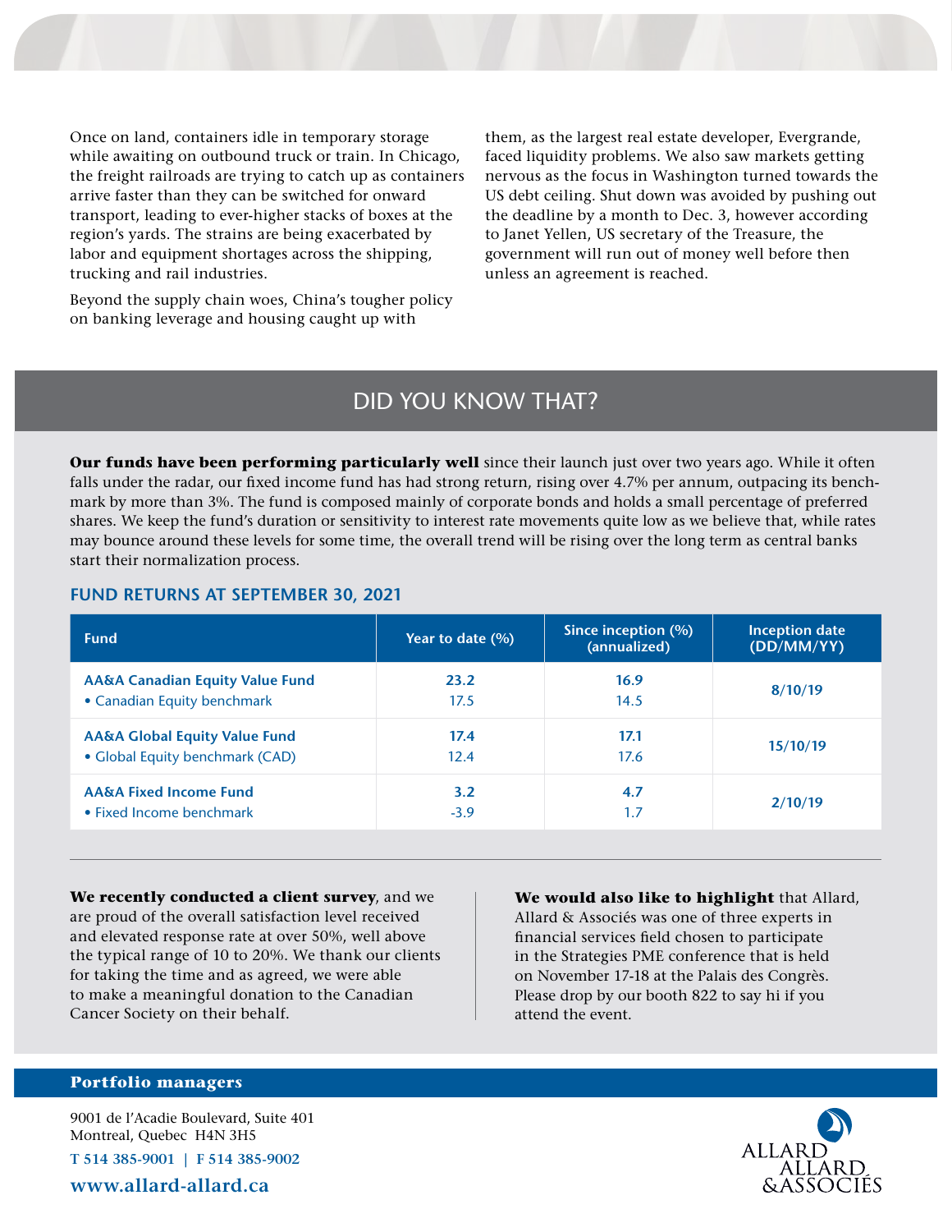Once on land, containers idle in temporary storage while awaiting on outbound truck or train. In Chicago, the freight railroads are trying to catch up as containers arrive faster than they can be switched for onward transport, leading to ever-higher stacks of boxes at the region's yards. The strains are being exacerbated by labor and equipment shortages across the shipping, trucking and rail industries.

Beyond the supply chain woes, China's tougher policy on banking leverage and housing caught up with them, as the largest real estate developer, Evergrande, faced liquidity problems. We also saw markets getting nervous as the focus in Washington turned towards the US debt ceiling. Shut down was avoided by pushing out the deadline by a month to Dec. 3, however according to Janet Yellen, US secretary of the Treasure, the government will run out of money well before then unless an agreement is reached.

## DID YOU KNOW THAT?

**Our funds have been performing particularly well** since their launch just over two years ago. While it often falls under the radar, our fixed income fund has had strong return, rising over 4.7% per annum, outpacing its benchmark by more than 3%. The fund is composed mainly of corporate bonds and holds a small percentage of preferred shares. We keep the fund's duration or sensitivity to interest rate movements quite low as we believe that, while rates may bounce around these levels for some time, the overall trend will be rising over the long term as central banks start their normalization process.

### FUND RETURNS AT SEPTEMBER 30, 2021

| Fund | Year to date (%) | Since inception (%) (annualized) | Inception date (DD/MM/YY) |
|---|---|---|---|
| **AA&A Canadian Equity Value Fund** | **23.2** | **16.9** | **8/10/19** |
| • Canadian Equity benchmark | 17.5 | 14.5 | |
| **AA&A Global Equity Value Fund** | **17.4** | **17.1** | **15/10/19** |
| • Global Equity benchmark (CAD) | 12.4 | 17.6 | |
| **AA&A Fixed Income Fund** | **3.2** | **4.7** | **2/10/19** |
| • Fixed Income benchmark | -3.9 | 1.7 | |

**We recently conducted a client survey**, and we are proud of the overall satisfaction level received and elevated response rate at over 50%, well above the typical range of 10 to 20%. We thank our clients for taking the time and as agreed, we were able to make a meaningful donation to the Canadian Cancer Society on their behalf.

**We would also like to highlight** that Allard, Allard & Associés was one of three experts in financial services field chosen to participate in the Strategies PME conference that is held on November 17-18 at the Palais des Congrès. Please drop by our booth 822 to say hi if you attend the event.

**Portfolio managers**

9001 de l'Acadie Boulevard, Suite 401
Montreal, Quebec H4N 3H5

T 514 385-9001 | F 514 385-9002

www.allard-allard.ca

ALLARD ALLARD &ASSOCIÉS